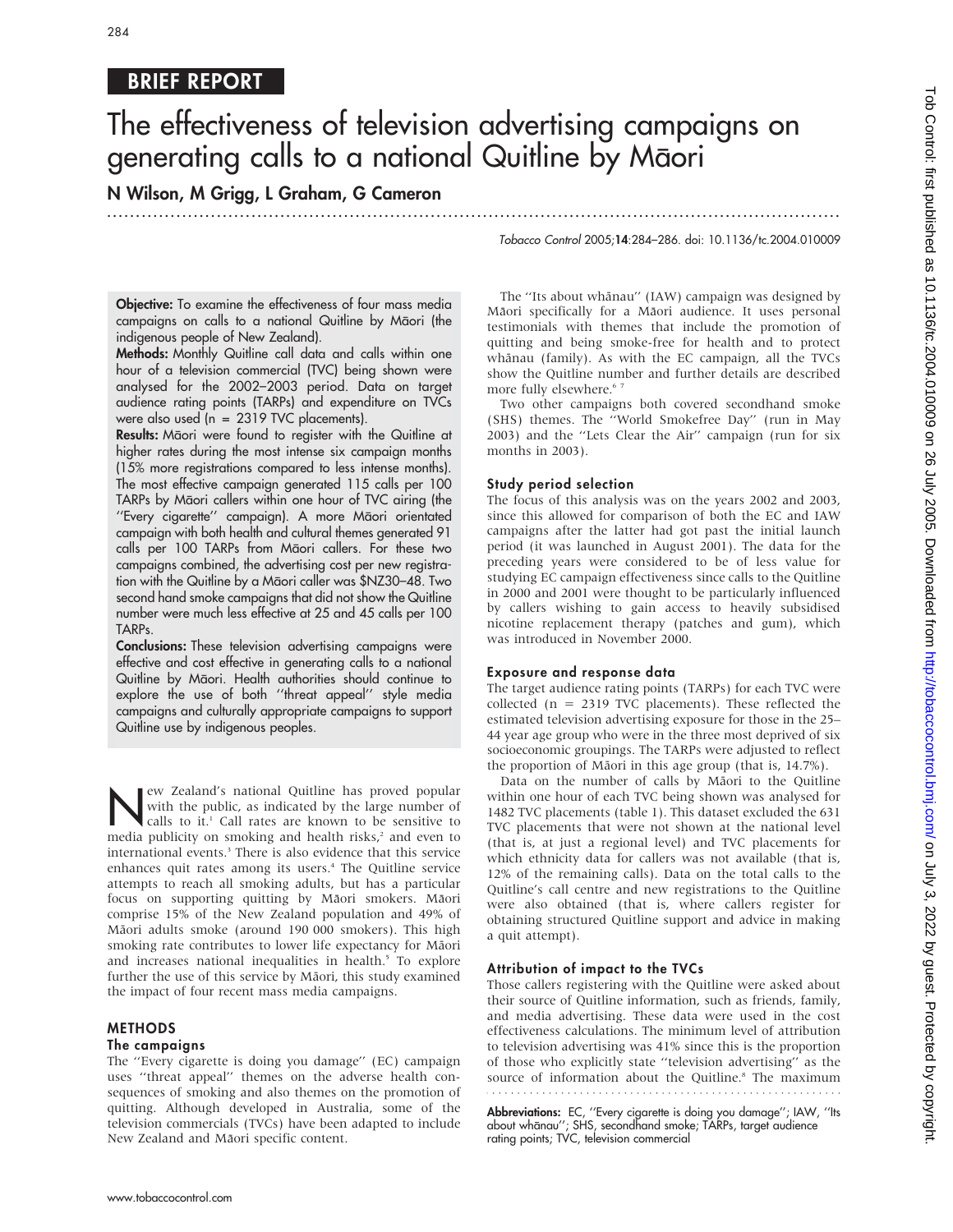BRIEF REPORT

# The effectiveness of television advertising campaigns on generating calls to a national Quitline by Māori

**N Wilson, M Grigg, L Graham, G Cameron**

*Tobacco Control* 2005;**14**:284–286. doi: 10.1136/tc.2004.010009

**Objective:** To examine the effectiveness of four mass media campaigns on calls to a national Quitline by Māori (the indigenous people of New Zealand).

**Methods:** Monthly Quitline call data and calls within one hour of a television commercial (TVC) being shown were analysed for the 2002–2003 period. Data on target audience rating points (TARPs) and expenditure on TVCs were also used (n = 2319 TVC placements).

**Results:** Māori were found to register with the Quitline at higher rates during the most intense six campaign months (15% more registrations compared to less intense months). The most effective campaign generated 115 calls per 100 TARPs by Māori callers within one hour of TVC airing (the ''Every cigarette'' campaign). A more Māori orientated campaign with both health and cultural themes generated 91 calls per 100 TARPs from Māori callers. For these two campaigns combined, the advertising cost per new registration with the Quitline by a Māori caller was $NZ30–48. Two second hand smoke campaigns that did not show the Quitline number were much less effective at 25 and 45 calls per 100 TARPs.

**Conclusions:** These television advertising campaigns were effective and cost effective in generating calls to a national Quitline by Māori. Health authorities should continue to explore the use of both ''threat appeal'' style media campaigns and culturally appropriate campaigns to support Quitline use by indigenous peoples.

New Zealand's national Quitline has proved popular with the public, as indicated by the large number of calls to it.[1] Call rates are known to be sensitive to media publicity on smoking and health risks,[2] and even to international events.[3] There is also evidence that this service enhances quit rates among its users.[4] The Quitline service attempts to reach all smoking adults, but has a particular focus on supporting quitting by Māori smokers. Māori comprise 15% of the New Zealand population and 49% of Māori adults smoke (around 190 000 smokers). This high smoking rate contributes to lower life expectancy for Māori and increases national inequalities in health.[5] To explore further the use of this service by Māori, this study examined the impact of four recent mass media campaigns.

## METHODS

### The campaigns

The ''Every cigarette is doing you damage'' (EC) campaign uses ''threat appeal'' themes on the adverse health consequences of smoking and also themes on the promotion of quitting. Although developed in Australia, some of the television commercials (TVCs) have been adapted to include New Zealand and Māori specific content.

The ''Its about whānau'' (IAW) campaign was designed by Māori specifically for a Māori audience. It uses personal testimonials with themes that include the promotion of quitting and being smoke-free for health and to protect whānau (family). As with the EC campaign, all the TVCs show the Quitline number and further details are described more fully elsewhere.[6 7]

Two other campaigns both covered secondhand smoke (SHS) themes. The ''World Smokefree Day'' (run in May 2003) and the ''Lets Clear the Air'' campaign (run for six months in 2003).

### Study period selection

The focus of this analysis was on the years 2002 and 2003, since this allowed for comparison of both the EC and IAW campaigns after the latter had got past the initial launch period (it was launched in August 2001). The data for the preceding years were considered to be of less value for studying EC campaign effectiveness since calls to the Quitline in 2000 and 2001 were thought to be particularly influenced by callers wishing to gain access to heavily subsidised nicotine replacement therapy (patches and gum), which was introduced in November 2000.

### Exposure and response data

The target audience rating points (TARPs) for each TVC were collected (n = 2319 TVC placements). These reflected the estimated television advertising exposure for those in the 25–44 year age group who were in the three most deprived of six socioeconomic groupings. The TARPs were adjusted to reflect the proportion of Māori in this age group (that is, 14.7%).

Data on the number of calls by Māori to the Quitline within one hour of each TVC being shown was analysed for 1482 TVC placements (table 1). This dataset excluded the 631 TVC placements that were not shown at the national level (that is, at just a regional level) and TVC placements for which ethnicity data for callers was not available (that is, 12% of the remaining calls). Data on the total calls to the Quitline's call centre and new registrations to the Quitline were also obtained (that is, where callers register for obtaining structured Quitline support and advice in making a quit attempt).

### Attribution of impact to the TVCs

Those callers registering with the Quitline were asked about their source of Quitline information, such as friends, family, and media advertising. These data were used in the cost effectiveness calculations. The minimum level of attribution to television advertising was 41% since this is the proportion of those who explicitly state ''television advertising'' as the source of information about the Quitline.[8] The maximum

**Abbreviations:** EC, ''Every cigarette is doing you damage''; IAW, ''Its about whānau''; SHS, secondhand smoke; TARPs, target audience rating points; TVC, television commercial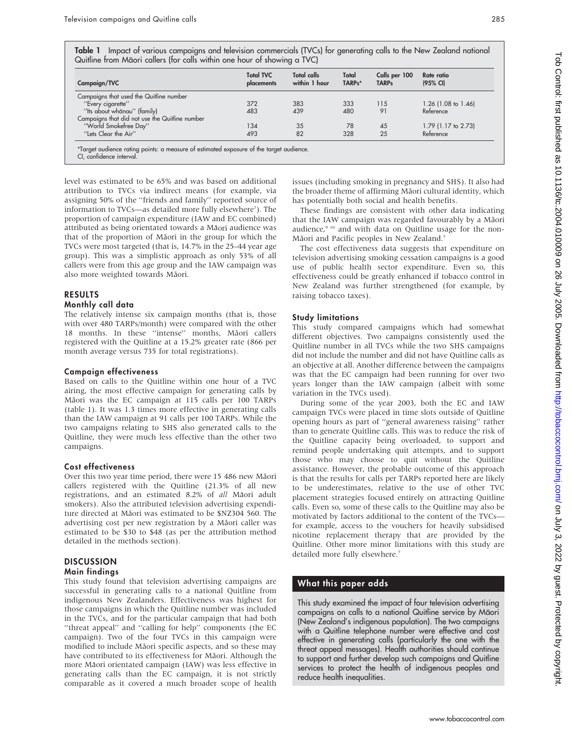**Table 1** Impact of various campaigns and television commercials (TVCs) for generating calls to the New Zealand national Quitline from Māori callers (for calls within one hour of showing a TVC)

| Campaign/TVC | Total TVC placements | Total calls within 1 hour | Total TARPs* | Calls per 100 TARPs | Rate ratio (95% CI) |
|---|---|---|---|---|---|
| Campaigns that used the Quitline number | | | | | |
| "Every cigarette" | 372 | 383 | 333 | 115 | 1.26 (1.08 to 1.46) |
| "Its about whānau" (family) | 483 | 439 | 480 | 91 | Reference |
| Campaigns that did not use the Quitline number | | | | | |
| "World Smokefree Day" | 134 | 35 | 78 | 45 | 1.79 (1.17 to 2.73) |
| "Lets Clear the Air" | 493 | 82 | 328 | 25 | Reference |

*Target audience rating points: a measure of estimated exposure of the target audience.
CI, confidence interval.

level was estimated to be 65% and was based on additional attribution to TVCs via indirect means (for example, via assigning 50% of the "friends and family" reported source of information to TVCs—as detailed more fully elsewhere[7]). The proportion of campaign expenditure (IAW and EC combined) attributed as being orientated towards a Māori audience was that of the proportion of Māori in the group for which the TVCs were most targeted (that is, 14.7% in the 25–44 year age group). This was a simplistic approach as only 53% of all callers were from this age group and the IAW campaign was also more weighted towards Māori.

## RESULTS

### Monthly call data

The relatively intense six campaign months (that is, those with over 480 TARPs/month) were compared with the other 18 months. In these "intense" months, Māori callers registered with the Quitline at a 15.2% greater rate (866 per month average versus 735 for total registrations).

### Campaign effectiveness

Based on calls to the Quitline within one hour of a TVC airing, the most effective campaign for generating calls by Māori was the EC campaign at 115 calls per 100 TARPs (table 1). It was 1.3 times more effective in generating calls than the IAW campaign at 91 calls per 100 TARPs. While the two campaigns relating to SHS also generated calls to the Quitline, they were much less effective than the other two campaigns.

### Cost effectiveness

Over this two year time period, there were 15 486 new Māori callers registered with the Quitline (21.3% of all new registrations, and an estimated 8.2% of *all* Māori adult smokers). Also the attributed television advertising expenditure directed at Māori was estimated to be $NZ304 560. The advertising cost per new registration by a Māori caller was estimated to be $30 to $48 (as per the attribution method detailed in the methods section).

## DISCUSSION

### Main findings

This study found that television advertising campaigns are successful in generating calls to a national Quitline from indigenous New Zealanders. Effectiveness was highest for those campaigns in which the Quitline number was included in the TVCs, and for the particular campaign that had both "threat appeal" and "calling for help" components (the EC campaign). Two of the four TVCs in this campaign were modified to include Māori specific aspects, and so these may have contributed to its effectiveness for Māori. Although the more Māori orientated campaign (IAW) was less effective in generating calls than the EC campaign, it is not strictly comparable as it covered a much broader scope of health issues (including smoking in pregnancy and SHS). It also had the broader theme of affirming Māori cultural identity, which has potentially both social and health benefits.

These findings are consistent with other data indicating that the IAW campaign was regarded favourably by a Māori audience,[9,10] and with data on Quitline usage for the non-Māori and Pacific peoples in New Zealand.[7]

The cost effectiveness data suggests that expenditure on television advertising smoking cessation campaigns is a good use of public health sector expenditure. Even so, this effectiveness could be greatly enhanced if tobacco control in New Zealand was further strengthened (for example, by raising tobacco taxes).

### Study limitations

This study compared campaigns which had somewhat different objectives. Two campaigns consistently used the Quitline number in all TVCs while the two SHS campaigns did not include the number and did not have Quitline calls as an objective at all. Another difference between the campaigns was that the EC campaign had been running for over two years longer than the IAW campaign (albeit with some variation in the TVCs used).

During some of the year 2003, both the EC and IAW campaign TVCs were placed in time slots outside of Quitline opening hours as part of "general awareness raising" rather than to generate Quitline calls. This was to reduce the risk of the Quitline capacity being overloaded, to support and remind people undertaking quit attempts, and to support those who may choose to quit without the Quitline assistance. However, the probable outcome of this approach is that the results for calls per TARPs reported here are likely to be underestimates, relative to the use of other TVC placement strategies focused entirely on attracting Quitline calls. Even so, some of these calls to the Quitline may also be motivated by factors additional to the content of the TVCs—for example, access to the vouchers for heavily subsidised nicotine replacement therapy that are provided by the Quitline. Other more minor limitations with this study are detailed more fully elsewhere.[7]

### What this paper adds

This study examined the impact of four television advertising campaigns on calls to a national Quitline service by Māori (New Zealand's indigenous population). The two campaigns with a Quitline telephone number were effective and cost effective in generating calls (particularly the one with the threat appeal messages). Health authorities should continue to support and further develop such campaigns and Quitline services to protect the health of indigenous peoples and reduce health inequalities.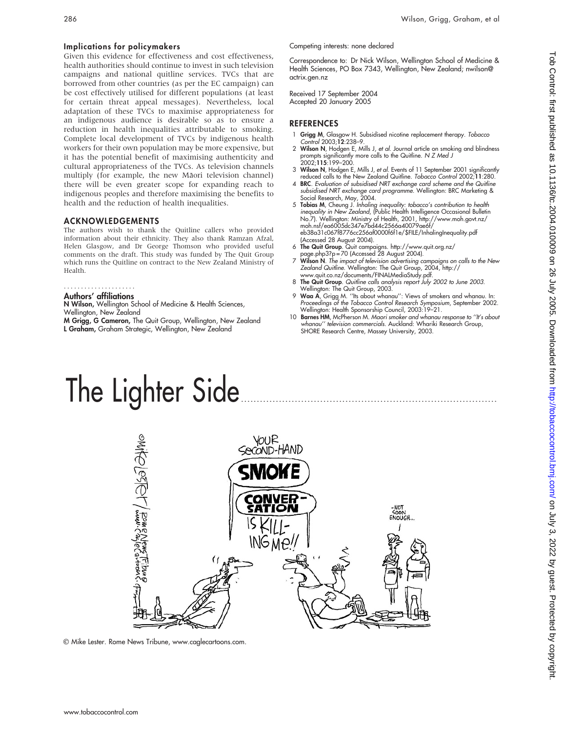### Implications for policymakers

Given this evidence for effectiveness and cost effectiveness, health authorities should continue to invest in such television campaigns and national quitline services. TVCs that are borrowed from other countries (as per the EC campaign) can be cost effectively utilised for different populations (at least for certain threat appeal messages). Nevertheless, local adaptation of these TVCs to maximise appropriateness for an indigenous audience is desirable so as to ensure a reduction in health inequalities attributable to smoking. Complete local development of TVCs by indigenous health workers for their own population may be more expensive, but it has the potential benefit of maximising authenticity and cultural appropriateness of the TVCs. As television channels multiply (for example, the new Māori television channel) there will be even greater scope for expanding reach to indigenous peoples and therefore maximising the benefits to health and the reduction of health inequalities.

## ACKNOWLEDGEMENTS

The authors wish to thank the Quitline callers who provided information about their ethnicity. They also thank Ramzan Afzal, Helen Glasgow, and Dr George Thomson who provided useful comments on the draft. This study was funded by The Quit Group which runs the Quitline on contract to the New Zealand Ministry of Health.

### Authors' affiliations

**N Wilson,** Wellington School of Medicine & Health Sciences, Wellington, New Zealand
**M Grigg, G Cameron,** The Quit Group, Wellington, New Zealand
**L Graham,** Graham Strategic, Wellington, New Zealand

Competing interests: none declared

Correspondence to: Dr Nick Wilson, Wellington School of Medicine & Health Sciences, PO Box 7343, Wellington, New Zealand; nwilson@actrix.gen.nz

Received 17 September 2004
Accepted 20 January 2005

## REFERENCES

1. **Grigg M**, Glasgow H. Subsidised nicotine replacement therapy. *Tobacco Control* 2003;**12**:238–9.
2. **Wilson N**, Hodgen E, Mills J, *et al*. Journal article on smoking and blindness prompts significantly more calls to the Quitline. *N Z Med J* 2002;**115**:199–200.
3. **Wilson N**, Hodgen E, Mills J, *et al*. Events of 11 September 2001 significantly reduced calls to the New Zealand Quitline. *Tobacco Control* 2002;**11**:280.
4. **BRC**. *Evaluation of subsidised NRT exchange card scheme and the Quitline subsidised NRT exchange card programme*. Wellington: BRC Marketing & Social Research, May, 2004.
5. **Tobias M**, Cheung J. *Inhaling inequality: tobacco's contribution to health inequality in New Zealand*, (Public Health Intelligence Occasional Bulletin No.7). Wellington: Ministry of Health, 2001, http://www.moh.govt.nz/moh.nsf/ea6005dc347e7bd44c2566a40079ae6f/eb38a31c067f8776cc256af0000f6f1e/$FILE/InhalingInequality.pdf (Accessed 28 August 2004).
6. **The Quit Group**. Quit campaigns. http://www.quit.org.nz/page.php3?p=70 (Accessed 28 August 2004).
7. **Wilson N**. *The impact of television advertising campaigns on calls to the New Zealand Quitline*. Wellington: The Quit Group, 2004, http://www.quit.co.nz/documents/FINALMediaStudy.pdf.
8. **The Quit Group**. *Quitline calls analysis report July 2002 to June 2003*. Wellington: The Quit Group, 2003.
9. **Waa A**, Grigg M. ''Its about whanau'': Views of smokers and whanau. In: *Proceedings of the Tobacco Control Research Symposium*, September 2002. Wellington: Health Sponsorship Council, 2003:19–21.
10. **Barnes HM**, McPherson M. *Maori smoker and whanau response to ''It's about whanau'' television commercials*. Auckland: Whariki Research Group, SHORE Research Centre, Massey University, 2003.

# The Lighter Side

© Mike Lester. Rome News Tribune, www.caglecartoons.com.